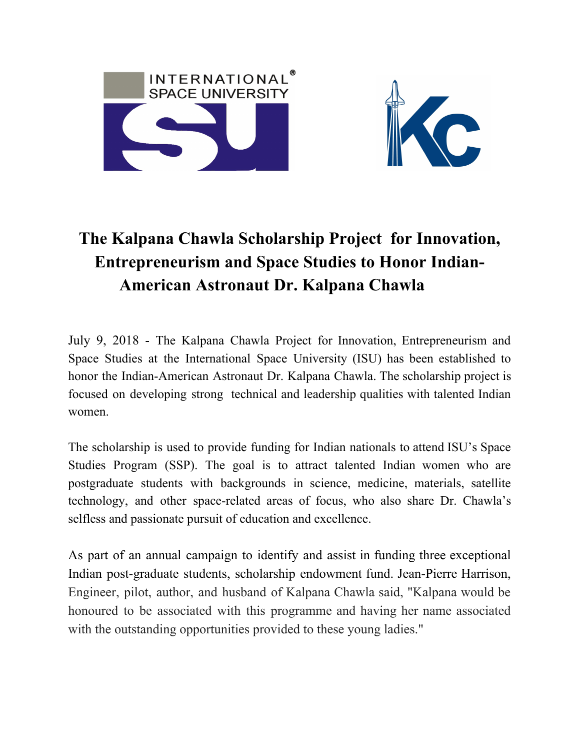# The Kalpana Chawla Scholarship Project for Innovation, Entrepreneurism and Space Studies to Honor Indian-American Astronaut Dr. Kalpana Chawla

July 9, 2018 - The Kalpana Chawla Project for Innovation, Entrepreneurism and Space Studies at the International Space University (ISU) has been established to honor the Indian-American Astronaut Dr. Kalpana Chawla. The scholarship project is focused on developing strong technical and leadership qualities with talented Indian women.

The scholarship is used to provide funding for Indian nationals to attend ISU's Space Studies Program (SSP). The goal is to attract talented Indian women who are postgraduate students with backgrounds in science, medicine, materials, satellite technology, and other space-related areas of focus, who also share Dr. Chawla's selfless and passionate pursuit of education and excellence.

As part of an annual campaign to identify and assist in funding three exceptional Indian post-graduate students, scholarship endowment fund. Jean-Pierre Harrison, Engineer, pilot, author, and husband of Kalpana Chawla said, "Kalpana would be honoured to be associated with this programme and having her name associated with the outstanding opportunities provided to these young ladies."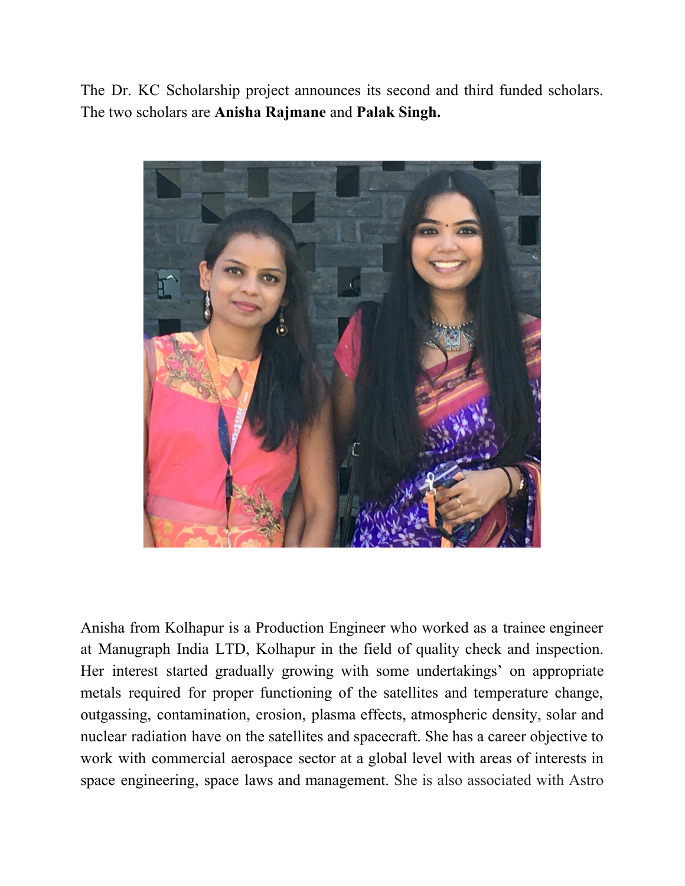The Dr. KC Scholarship project announces its second and third funded scholars. The two scholars are **Anisha Rajmane** and **Palak Singh.**

Anisha from Kolhapur is a Production Engineer who worked as a trainee engineer at Manugraph India LTD, Kolhapur in the field of quality check and inspection. Her interest started gradually growing with some undertakings' on appropriate metals required for proper functioning of the satellites and temperature change, outgassing, contamination, erosion, plasma effects, atmospheric density, solar and nuclear radiation have on the satellites and spacecraft. She has a career objective to work with commercial aerospace sector at a global level with areas of interests in space engineering, space laws and management. She is also associated with Astro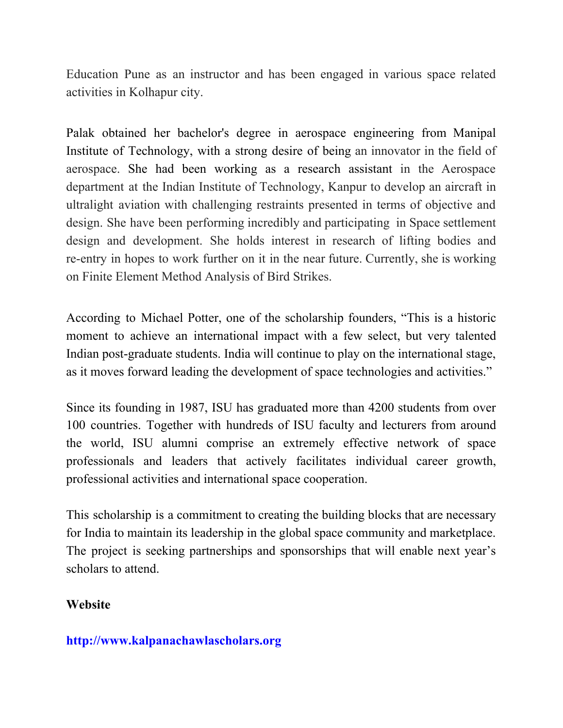Education Pune as an instructor and has been engaged in various space related activities in Kolhapur city.

Palak obtained her bachelor's degree in aerospace engineering from Manipal Institute of Technology, with a strong desire of being an innovator in the field of aerospace. She had been working as a research assistant in the Aerospace department at the Indian Institute of Technology, Kanpur to develop an aircraft in ultralight aviation with challenging restraints presented in terms of objective and design. She have been performing incredibly and participating in Space settlement design and development. She holds interest in research of lifting bodies and re-entry in hopes to work further on it in the near future. Currently, she is working on Finite Element Method Analysis of Bird Strikes.

According to Michael Potter, one of the scholarship founders, "This is a historic moment to achieve an international impact with a few select, but very talented Indian post-graduate students. India will continue to play on the international stage, as it moves forward leading the development of space technologies and activities."

Since its founding in 1987, ISU has graduated more than 4200 students from over 100 countries. Together with hundreds of ISU faculty and lecturers from around the world, ISU alumni comprise an extremely effective network of space professionals and leaders that actively facilitates individual career growth, professional activities and international space cooperation.

This scholarship is a commitment to creating the building blocks that are necessary for India to maintain its leadership in the global space community and marketplace. The project is seeking partnerships and sponsorships that will enable next year's scholars to attend.

**Website**

**http://www.kalpanachawlascholars.org**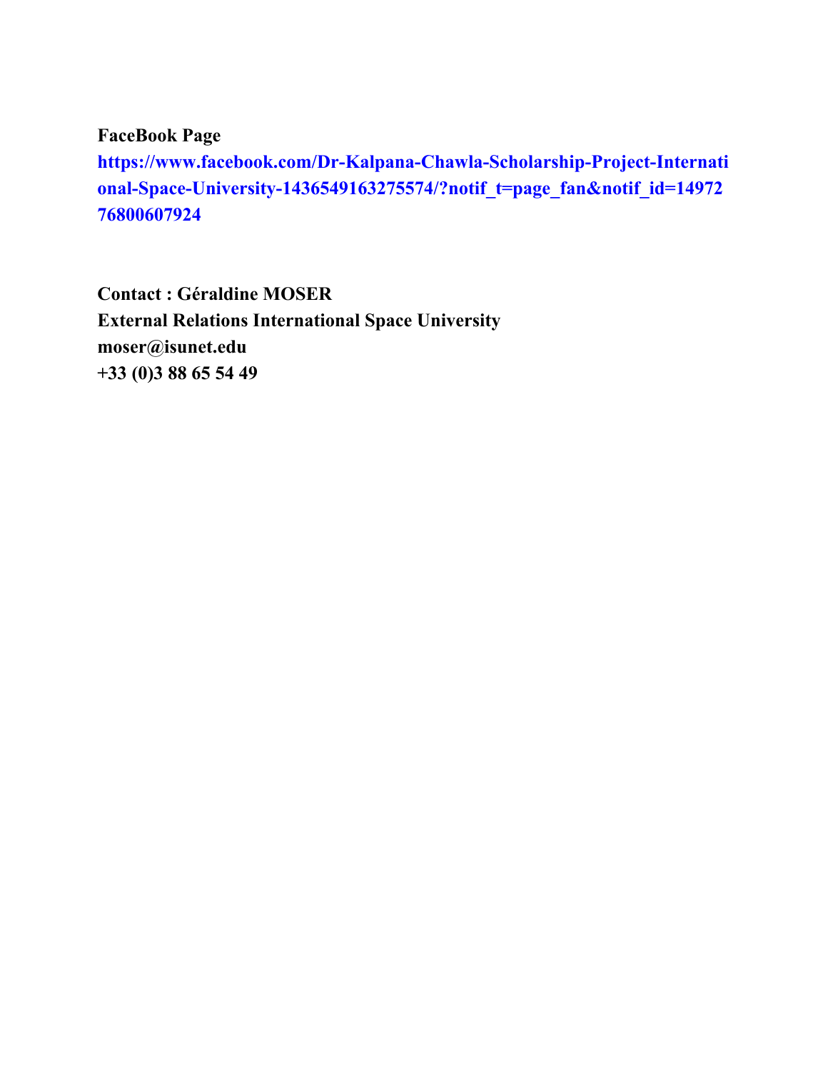**FaceBook Page**

**https://www.facebook.com/Dr-Kalpana-Chawla-Scholarship-Project-International-Space-University-1436549163275574/?notif_t=page_fan&notif_id=1497276800607924**

**Contact : Géraldine MOSER**
**External Relations International Space University**
**moser@isunet.edu**
**+33 (0)3 88 65 54 49**